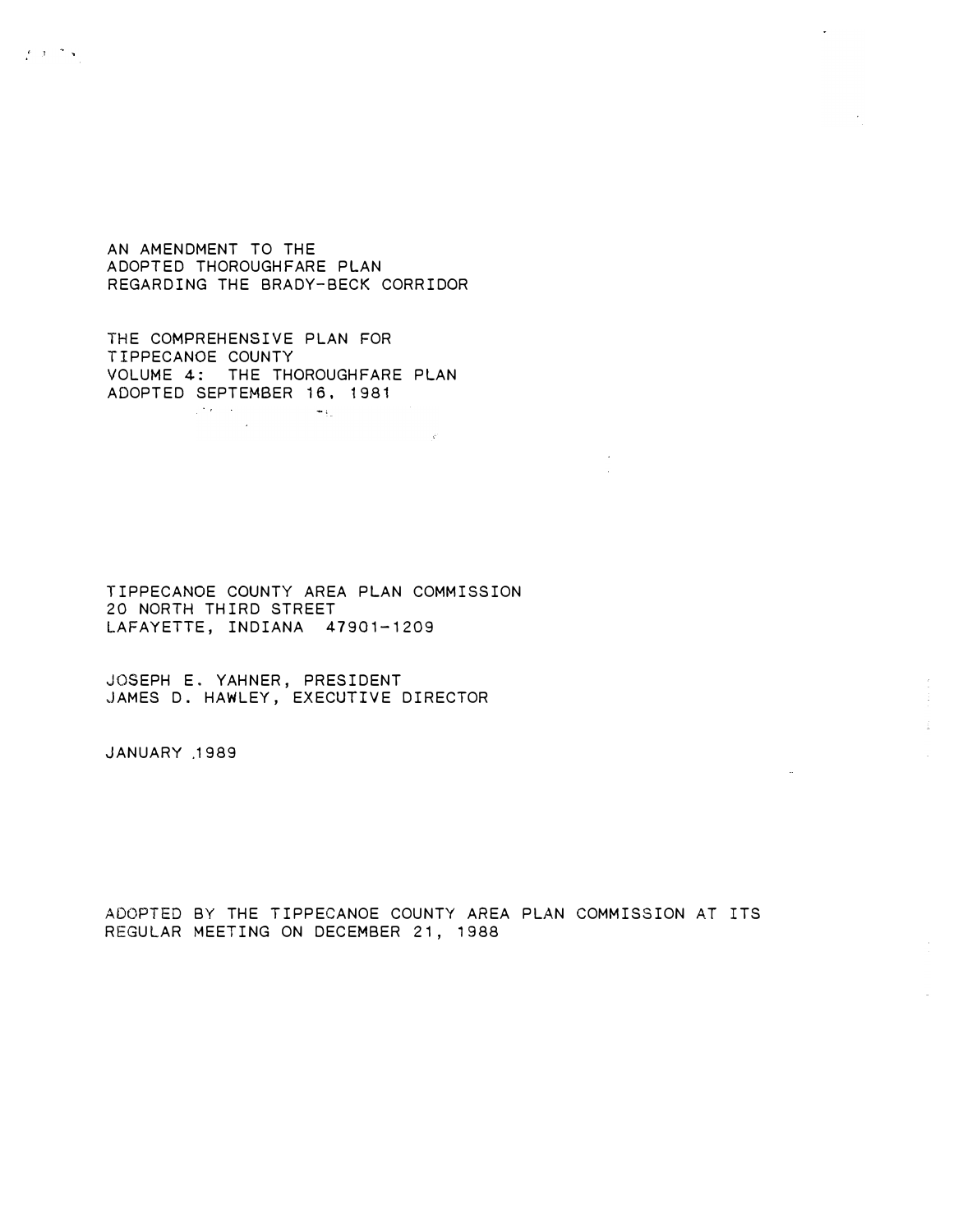# AN AMENDMENT TO THE ADOPTED THOROUGHFARE PLAN REGARDING THE BRADY-BECK CORRIDOR

THE COMPREHENSIVE PLAN FOR
TIPPECANOE COUNTY
VOLUME 4: THE THOROUGHFARE PLAN
ADOPTED SEPTEMBER 16, 1981

TIPPECANOE COUNTY AREA PLAN COMMISSION
20 NORTH THIRD STREET
LAFAYETTE, INDIANA 47901-1209

JOSEPH E. YAHNER, PRESIDENT
JAMES D. HAWLEY, EXECUTIVE DIRECTOR

JANUARY 1989

ADOPTED BY THE TIPPECANOE COUNTY AREA PLAN COMMISSION AT ITS REGULAR MEETING ON DECEMBER 21, 1988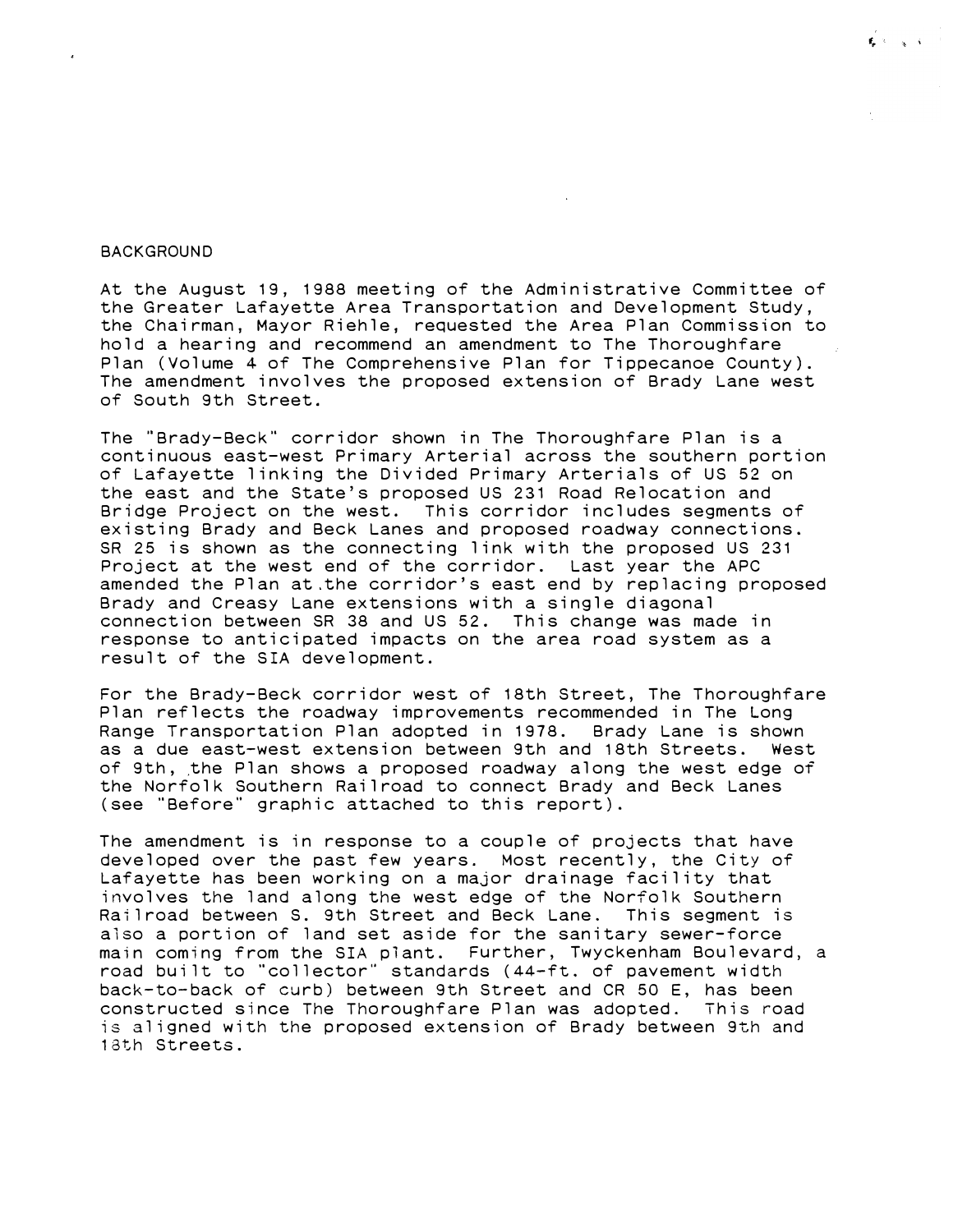## BACKGROUND

At the August 19, 1988 meeting of the Administrative Committee of the Greater Lafayette Area Transportation and Development Study, the Chairman, Mayor Riehle, requested the Area Plan Commission to hold a hearing and recommend an amendment to The Thoroughfare Plan (Volume 4 of The Comprehensive Plan for Tippecanoe County). The amendment involves the proposed extension of Brady Lane west of South 9th Street.

The "Brady-Beck" corridor shown in The Thoroughfare Plan is a continuous east-west Primary Arterial across the southern portion of Lafayette linking the Divided Primary Arterials of US 52 on the east and the State's proposed US 231 Road Relocation and Bridge Project on the west. This corridor includes segments of existing Brady and Beck Lanes and proposed roadway connections. SR 25 is shown as the connecting link with the proposed US 231 Project at the west end of the corridor. Last year the APC amended the Plan at the corridor's east end by replacing proposed Brady and Creasy Lane extensions with a single diagonal connection between SR 38 and US 52. This change was made in response to anticipated impacts on the area road system as a result of the SIA development.

For the Brady-Beck corridor west of 18th Street, The Thoroughfare Plan reflects the roadway improvements recommended in The Long Range Transportation Plan adopted in 1978. Brady Lane is shown as a due east-west extension between 9th and 18th Streets. West of 9th, the Plan shows a proposed roadway along the west edge of the Norfolk Southern Railroad to connect Brady and Beck Lanes (see "Before" graphic attached to this report).

The amendment is in response to a couple of projects that have developed over the past few years. Most recently, the City of Lafayette has been working on a major drainage facility that involves the land along the west edge of the Norfolk Southern Railroad between S. 9th Street and Beck Lane. This segment is also a portion of land set aside for the sanitary sewer-force main coming from the SIA plant. Further, Twyckenham Boulevard, a road built to "collector" standards (44-ft. of pavement width back-to-back of curb) between 9th Street and CR 50 E, has been constructed since The Thoroughfare Plan was adopted. This road is aligned with the proposed extension of Brady between 9th and 18th Streets.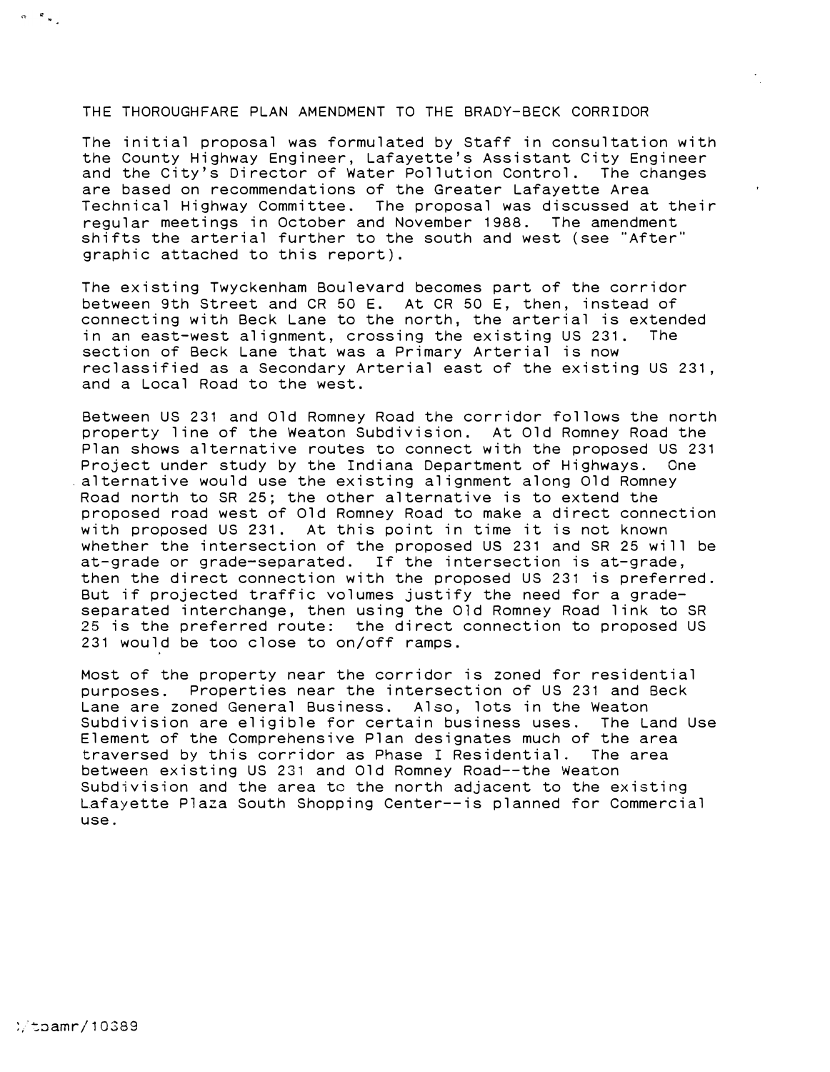# THE THOROUGHFARE PLAN AMENDMENT TO THE BRADY-BECK CORRIDOR

The initial proposal was formulated by Staff in consultation with the County Highway Engineer, Lafayette's Assistant City Engineer and the City's Director of Water Pollution Control. The changes are based on recommendations of the Greater Lafayette Area Technical Highway Committee. The proposal was discussed at their regular meetings in October and November 1988. The amendment shifts the arterial further to the south and west (see "After" graphic attached to this report).

The existing Twyckenham Boulevard becomes part of the corridor between 9th Street and CR 50 E. At CR 50 E, then, instead of connecting with Beck Lane to the north, the arterial is extended in an east-west alignment, crossing the existing US 231. The section of Beck Lane that was a Primary Arterial is now reclassified as a Secondary Arterial east of the existing US 231, and a Local Road to the west.

Between US 231 and Old Romney Road the corridor follows the north property line of the Weaton Subdivision. At Old Romney Road the Plan shows alternative routes to connect with the proposed US 231 Project under study by the Indiana Department of Highways. One alternative would use the existing alignment along Old Romney Road north to SR 25; the other alternative is to extend the proposed road west of Old Romney Road to make a direct connection with proposed US 231. At this point in time it is not known whether the intersection of the proposed US 231 and SR 25 will be at-grade or grade-separated. If the intersection is at-grade, then the direct connection with the proposed US 231 is preferred. But if projected traffic volumes justify the need for a grade-separated interchange, then using the Old Romney Road link to SR 25 is the preferred route: the direct connection to proposed US 231 would be too close to on/off ramps.

Most of the property near the corridor is zoned for residential purposes. Properties near the intersection of US 231 and Beck Lane are zoned General Business. Also, lots in the Weaton Subdivision are eligible for certain business uses. The Land Use Element of the Comprehensive Plan designates much of the area traversed by this corridor as Phase I Residential. The area between existing US 231 and Old Romney Road--the Weaton Subdivision and the area to the north adjacent to the existing Lafayette Plaza South Shopping Center--is planned for Commercial use.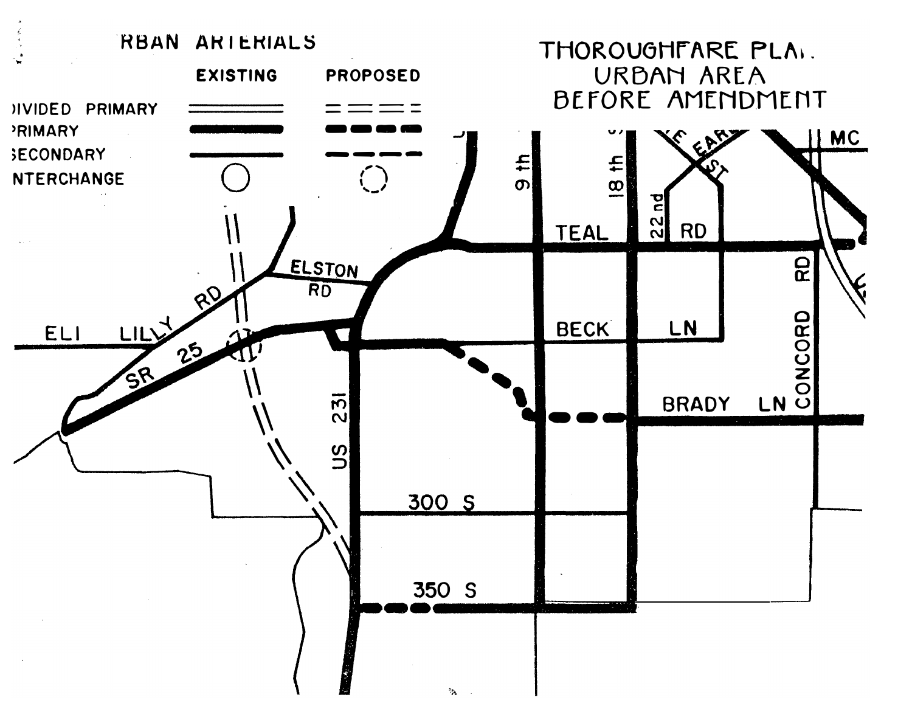# THOROUGHFARE PLAN URBAN AREA BEFORE AMENDMENT

## URBAN ARTERIALS

| | EXISTING | PROPOSED |
|---|---|---|
| DIVIDED PRIMARY | | |
| PRIMARY | | |
| SECONDARY | | |
| INTERCHANGE | | |

ELI LILLY RD

ELSTON RD

SR 25

US 231

TEAL RD

BECK LN

BRADY LN

CONCORD RD

300 S

350 S

9 th

18 th

22 nd

EARL ST

MC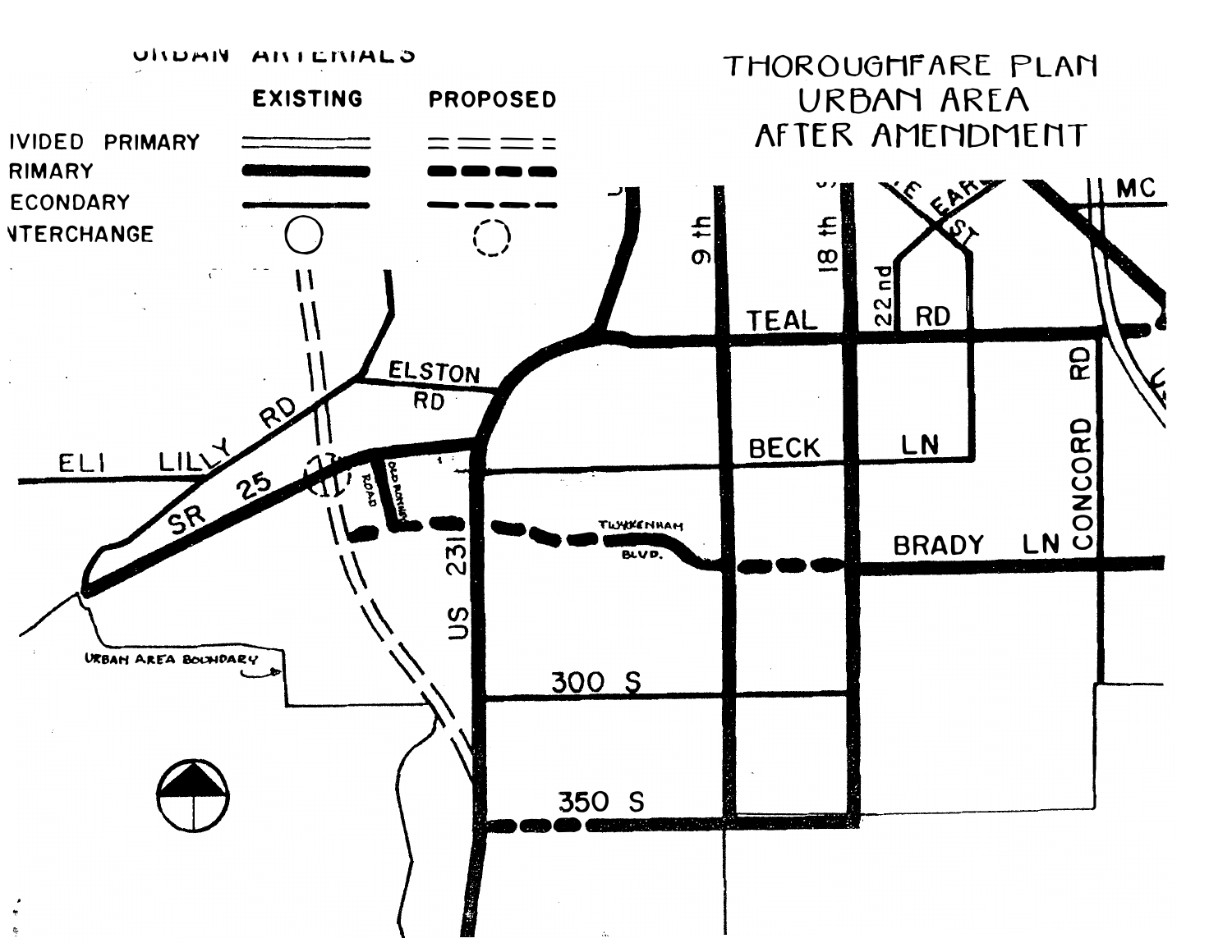# THOROUGHFARE PLAN
# URBAN AREA
# AFTER AMENDMENT

URBAN ARTERIALS

| | EXISTING | PROPOSED |
|---|---|---|
| DIVIDED PRIMARY | | |
| PRIMARY | | |
| SECONDARY | | |
| INTERCHANGE | | |

ELI LILLY RD

ELSTON RD

SR 25

OLD ROMNEY ROAD

TWYCKENHAM BLVD.

US 231

9 th

18 th

22 nd

TEAL RD

BECK LN

BRADY LN

CONCORD RD

300 S

350 S

URBAN AREA BOUNDARY